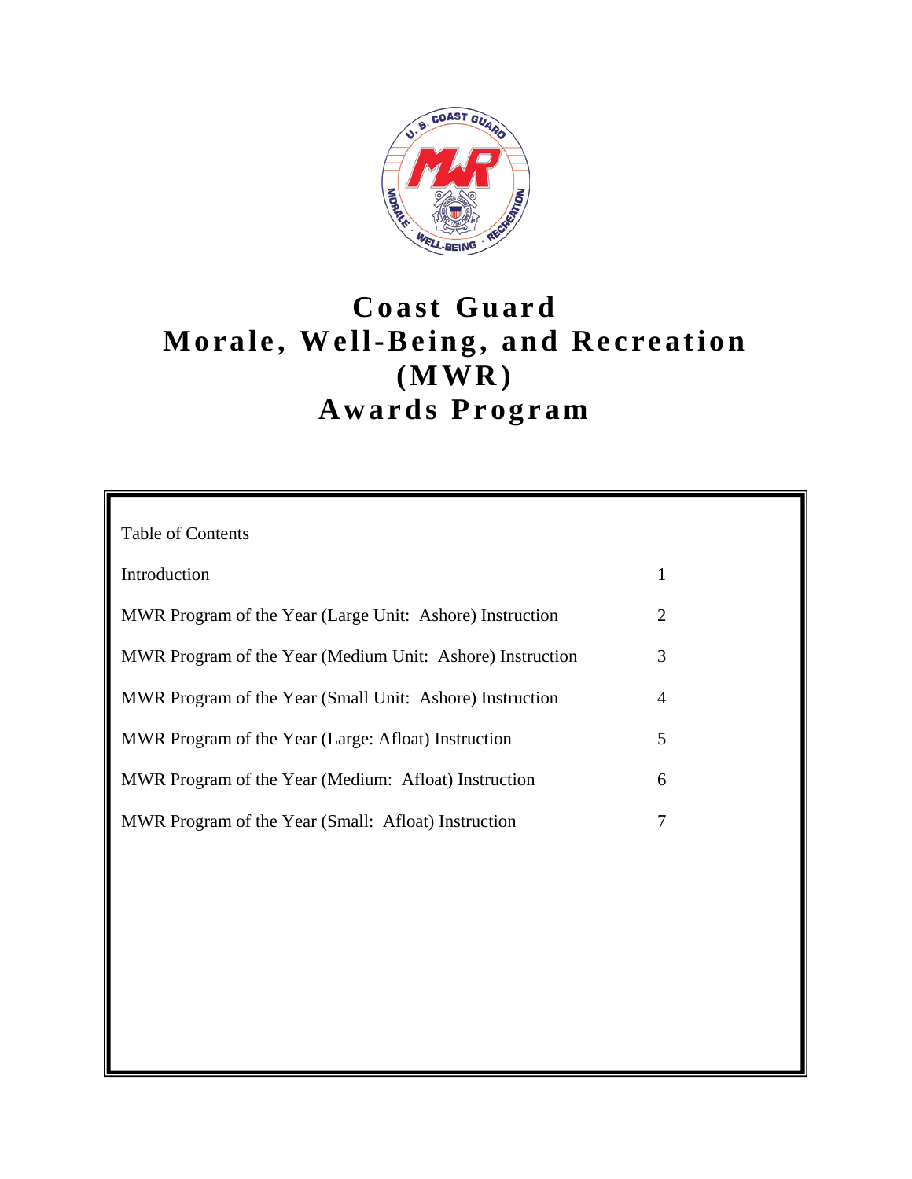# Coast Guard Morale, Well-Being, and Recreation (MWR) Awards Program

Table of Contents

| | |
|---|---|
| Introduction | 1 |
| MWR Program of the Year (Large Unit: Ashore) Instruction | 2 |
| MWR Program of the Year (Medium Unit: Ashore) Instruction | 3 |
| MWR Program of the Year (Small Unit: Ashore) Instruction | 4 |
| MWR Program of the Year (Large: Afloat) Instruction | 5 |
| MWR Program of the Year (Medium: Afloat) Instruction | 6 |
| MWR Program of the Year (Small: Afloat) Instruction | 7 |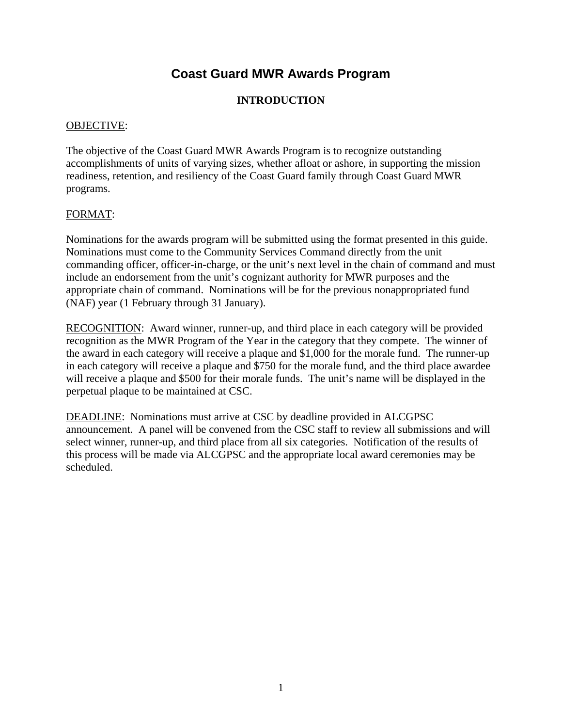# Coast Guard MWR Awards Program

## INTRODUCTION

OBJECTIVE:

The objective of the Coast Guard MWR Awards Program is to recognize outstanding accomplishments of units of varying sizes, whether afloat or ashore, in supporting the mission readiness, retention, and resiliency of the Coast Guard family through Coast Guard MWR programs.

FORMAT:

Nominations for the awards program will be submitted using the format presented in this guide. Nominations must come to the Community Services Command directly from the unit commanding officer, officer-in-charge, or the unit's next level in the chain of command and must include an endorsement from the unit's cognizant authority for MWR purposes and the appropriate chain of command. Nominations will be for the previous nonappropriated fund (NAF) year (1 February through 31 January).

RECOGNITION: Award winner, runner-up, and third place in each category will be provided recognition as the MWR Program of the Year in the category that they compete. The winner of the award in each category will receive a plaque and $1,000 for the morale fund. The runner-up in each category will receive a plaque and $750 for the morale fund, and the third place awardee will receive a plaque and $500 for their morale funds. The unit's name will be displayed in the perpetual plaque to be maintained at CSC.

DEADLINE: Nominations must arrive at CSC by deadline provided in ALCGPSC announcement. A panel will be convened from the CSC staff to review all submissions and will select winner, runner-up, and third place from all six categories. Notification of the results of this process will be made via ALCGPSC and the appropriate local award ceremonies may be scheduled.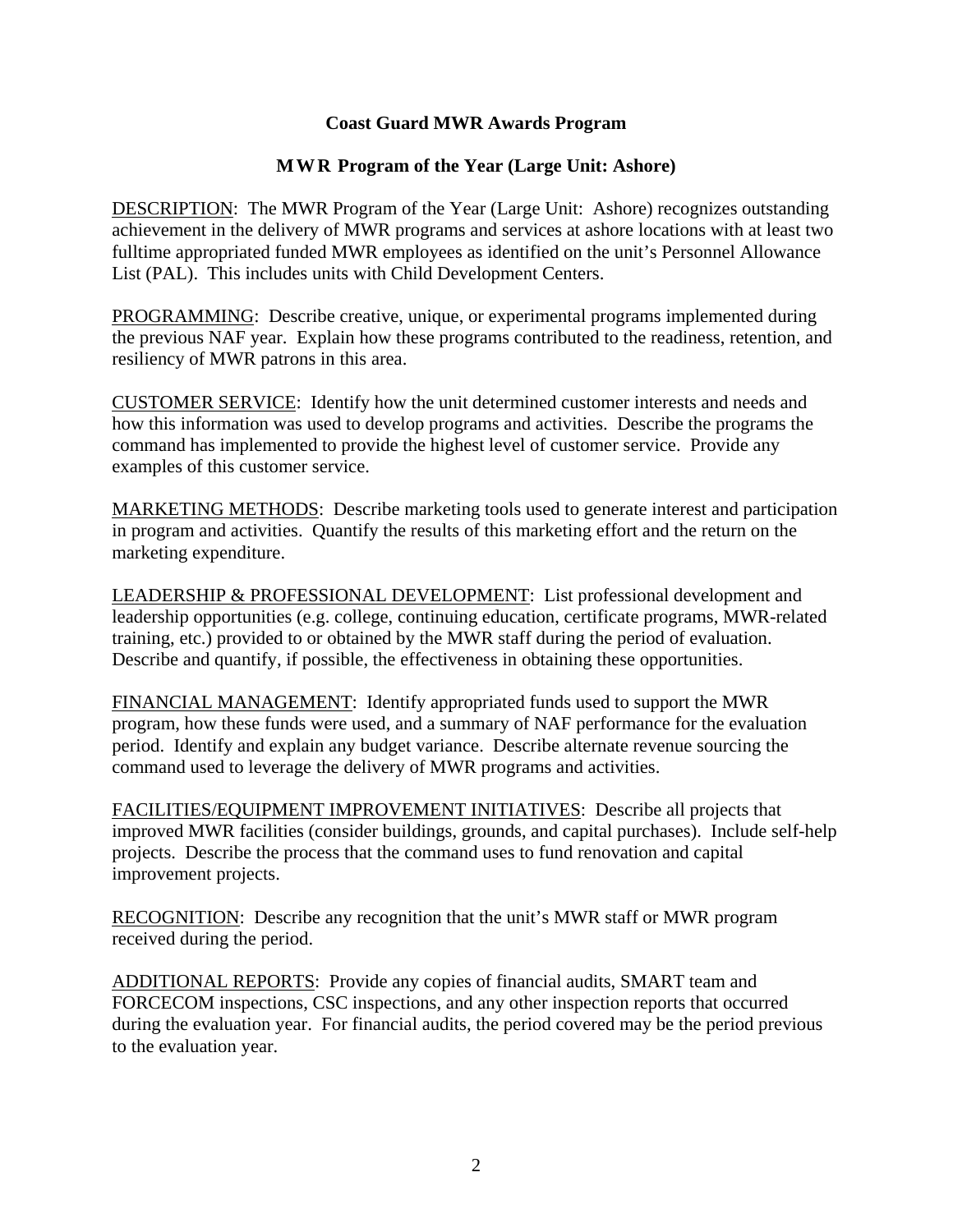**Coast Guard MWR Awards Program**

**MWR Program of the Year (Large Unit: Ashore)**

DESCRIPTION: The MWR Program of the Year (Large Unit: Ashore) recognizes outstanding achievement in the delivery of MWR programs and services at ashore locations with at least two fulltime appropriated funded MWR employees as identified on the unit's Personnel Allowance List (PAL). This includes units with Child Development Centers.

PROGRAMMING: Describe creative, unique, or experimental programs implemented during the previous NAF year. Explain how these programs contributed to the readiness, retention, and resiliency of MWR patrons in this area.

CUSTOMER SERVICE: Identify how the unit determined customer interests and needs and how this information was used to develop programs and activities. Describe the programs the command has implemented to provide the highest level of customer service. Provide any examples of this customer service.

MARKETING METHODS: Describe marketing tools used to generate interest and participation in program and activities. Quantify the results of this marketing effort and the return on the marketing expenditure.

LEADERSHIP & PROFESSIONAL DEVELOPMENT: List professional development and leadership opportunities (e.g. college, continuing education, certificate programs, MWR-related training, etc.) provided to or obtained by the MWR staff during the period of evaluation. Describe and quantify, if possible, the effectiveness in obtaining these opportunities.

FINANCIAL MANAGEMENT: Identify appropriated funds used to support the MWR program, how these funds were used, and a summary of NAF performance for the evaluation period. Identify and explain any budget variance. Describe alternate revenue sourcing the command used to leverage the delivery of MWR programs and activities.

FACILITIES/EQUIPMENT IMPROVEMENT INITIATIVES: Describe all projects that improved MWR facilities (consider buildings, grounds, and capital purchases). Include self-help projects. Describe the process that the command uses to fund renovation and capital improvement projects.

RECOGNITION: Describe any recognition that the unit's MWR staff or MWR program received during the period.

ADDITIONAL REPORTS: Provide any copies of financial audits, SMART team and FORCECOM inspections, CSC inspections, and any other inspection reports that occurred during the evaluation year. For financial audits, the period covered may be the period previous to the evaluation year.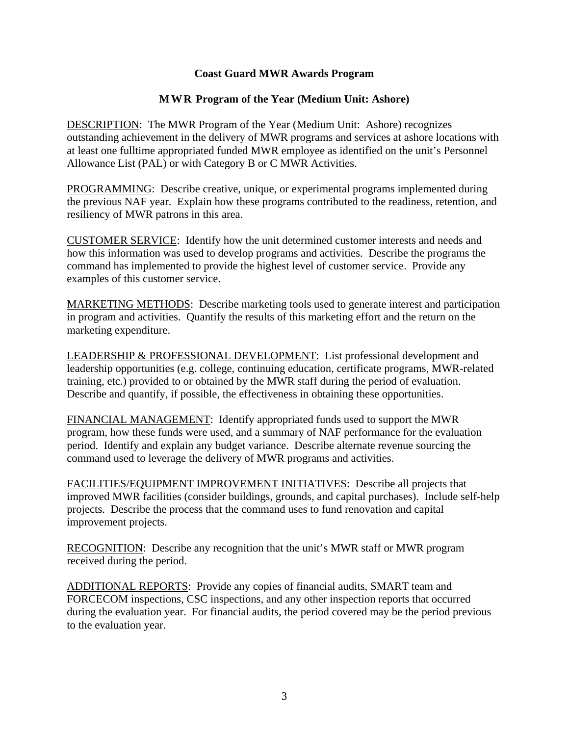## Coast Guard MWR Awards Program

### MWR Program of the Year (Medium Unit: Ashore)

DESCRIPTION: The MWR Program of the Year (Medium Unit: Ashore) recognizes outstanding achievement in the delivery of MWR programs and services at ashore locations with at least one fulltime appropriated funded MWR employee as identified on the unit's Personnel Allowance List (PAL) or with Category B or C MWR Activities.

PROGRAMMING: Describe creative, unique, or experimental programs implemented during the previous NAF year. Explain how these programs contributed to the readiness, retention, and resiliency of MWR patrons in this area.

CUSTOMER SERVICE: Identify how the unit determined customer interests and needs and how this information was used to develop programs and activities. Describe the programs the command has implemented to provide the highest level of customer service. Provide any examples of this customer service.

MARKETING METHODS: Describe marketing tools used to generate interest and participation in program and activities. Quantify the results of this marketing effort and the return on the marketing expenditure.

LEADERSHIP & PROFESSIONAL DEVELOPMENT: List professional development and leadership opportunities (e.g. college, continuing education, certificate programs, MWR-related training, etc.) provided to or obtained by the MWR staff during the period of evaluation. Describe and quantify, if possible, the effectiveness in obtaining these opportunities.

FINANCIAL MANAGEMENT: Identify appropriated funds used to support the MWR program, how these funds were used, and a summary of NAF performance for the evaluation period. Identify and explain any budget variance. Describe alternate revenue sourcing the command used to leverage the delivery of MWR programs and activities.

FACILITIES/EQUIPMENT IMPROVEMENT INITIATIVES: Describe all projects that improved MWR facilities (consider buildings, grounds, and capital purchases). Include self-help projects. Describe the process that the command uses to fund renovation and capital improvement projects.

RECOGNITION: Describe any recognition that the unit's MWR staff or MWR program received during the period.

ADDITIONAL REPORTS: Provide any copies of financial audits, SMART team and FORCECOM inspections, CSC inspections, and any other inspection reports that occurred during the evaluation year. For financial audits, the period covered may be the period previous to the evaluation year.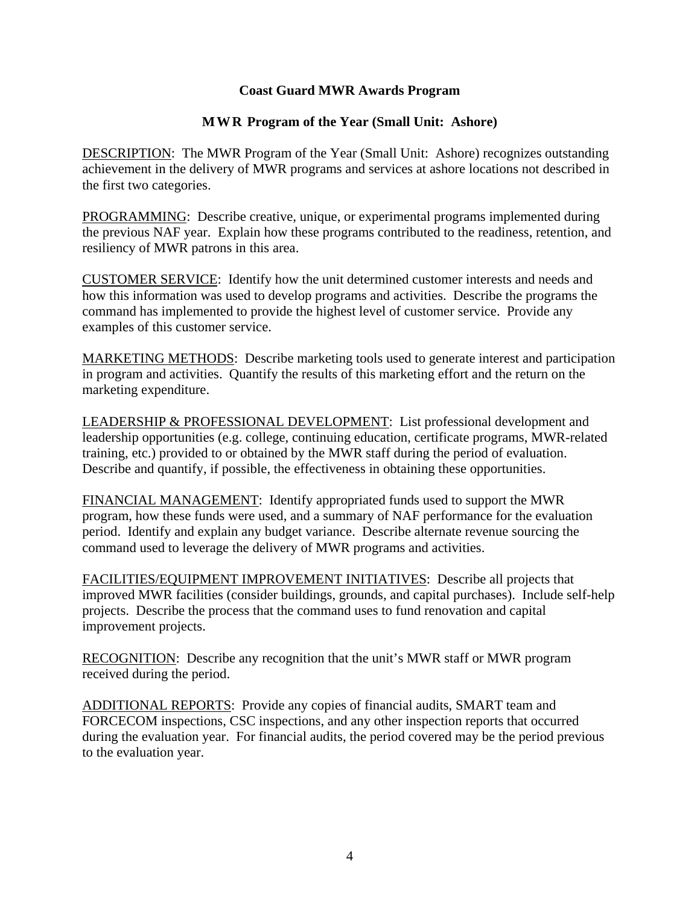# Coast Guard MWR Awards Program

## MWR Program of the Year (Small Unit: Ashore)

<u>DESCRIPTION</u>: The MWR Program of the Year (Small Unit: Ashore) recognizes outstanding achievement in the delivery of MWR programs and services at ashore locations not described in the first two categories.

<u>PROGRAMMING</u>: Describe creative, unique, or experimental programs implemented during the previous NAF year. Explain how these programs contributed to the readiness, retention, and resiliency of MWR patrons in this area.

<u>CUSTOMER SERVICE</u>: Identify how the unit determined customer interests and needs and how this information was used to develop programs and activities. Describe the programs the command has implemented to provide the highest level of customer service. Provide any examples of this customer service.

<u>MARKETING METHODS</u>: Describe marketing tools used to generate interest and participation in program and activities. Quantify the results of this marketing effort and the return on the marketing expenditure.

<u>LEADERSHIP & PROFESSIONAL DEVELOPMENT</u>: List professional development and leadership opportunities (e.g. college, continuing education, certificate programs, MWR-related training, etc.) provided to or obtained by the MWR staff during the period of evaluation. Describe and quantify, if possible, the effectiveness in obtaining these opportunities.

<u>FINANCIAL MANAGEMENT</u>: Identify appropriated funds used to support the MWR program, how these funds were used, and a summary of NAF performance for the evaluation period. Identify and explain any budget variance. Describe alternate revenue sourcing the command used to leverage the delivery of MWR programs and activities.

<u>FACILITIES/EQUIPMENT IMPROVEMENT INITIATIVES</u>: Describe all projects that improved MWR facilities (consider buildings, grounds, and capital purchases). Include self-help projects. Describe the process that the command uses to fund renovation and capital improvement projects.

<u>RECOGNITION</u>: Describe any recognition that the unit's MWR staff or MWR program received during the period.

<u>ADDITIONAL REPORTS</u>: Provide any copies of financial audits, SMART team and FORCECOM inspections, CSC inspections, and any other inspection reports that occurred during the evaluation year. For financial audits, the period covered may be the period previous to the evaluation year.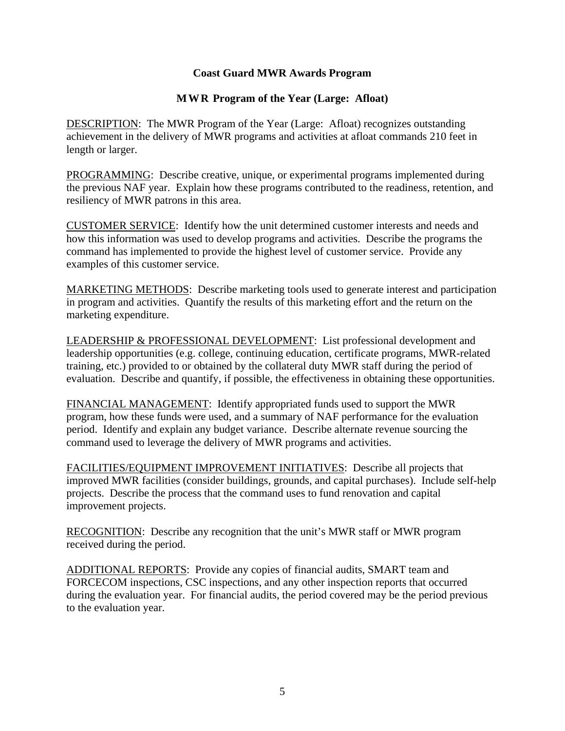**Coast Guard MWR Awards Program**

**MWR Program of the Year (Large: Afloat)**

DESCRIPTION: The MWR Program of the Year (Large: Afloat) recognizes outstanding achievement in the delivery of MWR programs and activities at afloat commands 210 feet in length or larger.

PROGRAMMING: Describe creative, unique, or experimental programs implemented during the previous NAF year. Explain how these programs contributed to the readiness, retention, and resiliency of MWR patrons in this area.

CUSTOMER SERVICE: Identify how the unit determined customer interests and needs and how this information was used to develop programs and activities. Describe the programs the command has implemented to provide the highest level of customer service. Provide any examples of this customer service.

MARKETING METHODS: Describe marketing tools used to generate interest and participation in program and activities. Quantify the results of this marketing effort and the return on the marketing expenditure.

LEADERSHIP & PROFESSIONAL DEVELOPMENT: List professional development and leadership opportunities (e.g. college, continuing education, certificate programs, MWR-related training, etc.) provided to or obtained by the collateral duty MWR staff during the period of evaluation. Describe and quantify, if possible, the effectiveness in obtaining these opportunities.

FINANCIAL MANAGEMENT: Identify appropriated funds used to support the MWR program, how these funds were used, and a summary of NAF performance for the evaluation period. Identify and explain any budget variance. Describe alternate revenue sourcing the command used to leverage the delivery of MWR programs and activities.

FACILITIES/EQUIPMENT IMPROVEMENT INITIATIVES: Describe all projects that improved MWR facilities (consider buildings, grounds, and capital purchases). Include self-help projects. Describe the process that the command uses to fund renovation and capital improvement projects.

RECOGNITION: Describe any recognition that the unit's MWR staff or MWR program received during the period.

ADDITIONAL REPORTS: Provide any copies of financial audits, SMART team and FORCECOM inspections, CSC inspections, and any other inspection reports that occurred during the evaluation year. For financial audits, the period covered may be the period previous to the evaluation year.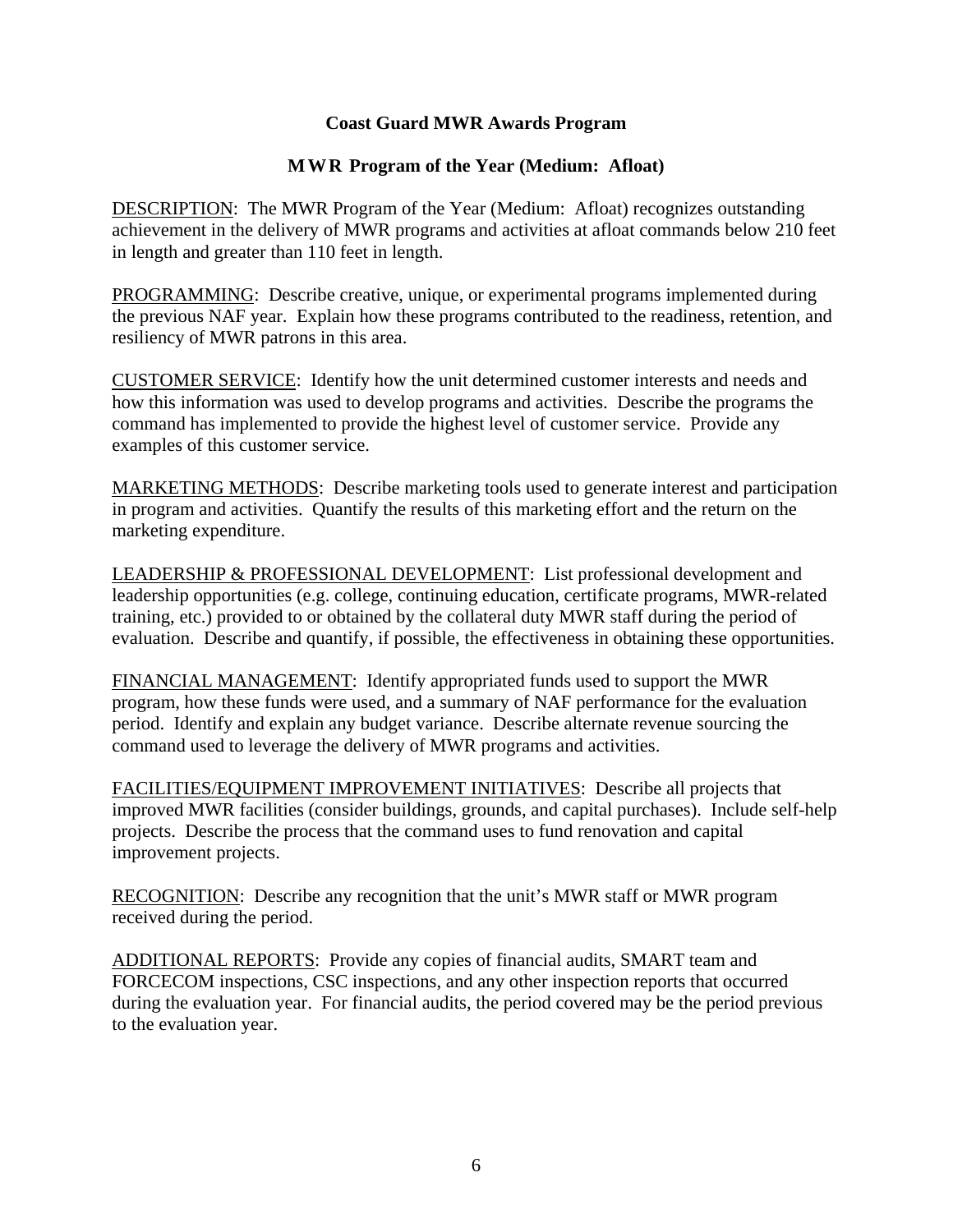**Coast Guard MWR Awards Program**

**MWR Program of the Year (Medium: Afloat)**

DESCRIPTION: The MWR Program of the Year (Medium: Afloat) recognizes outstanding achievement in the delivery of MWR programs and activities at afloat commands below 210 feet in length and greater than 110 feet in length.

PROGRAMMING: Describe creative, unique, or experimental programs implemented during the previous NAF year. Explain how these programs contributed to the readiness, retention, and resiliency of MWR patrons in this area.

CUSTOMER SERVICE: Identify how the unit determined customer interests and needs and how this information was used to develop programs and activities. Describe the programs the command has implemented to provide the highest level of customer service. Provide any examples of this customer service.

MARKETING METHODS: Describe marketing tools used to generate interest and participation in program and activities. Quantify the results of this marketing effort and the return on the marketing expenditure.

LEADERSHIP & PROFESSIONAL DEVELOPMENT: List professional development and leadership opportunities (e.g. college, continuing education, certificate programs, MWR-related training, etc.) provided to or obtained by the collateral duty MWR staff during the period of evaluation. Describe and quantify, if possible, the effectiveness in obtaining these opportunities.

FINANCIAL MANAGEMENT: Identify appropriated funds used to support the MWR program, how these funds were used, and a summary of NAF performance for the evaluation period. Identify and explain any budget variance. Describe alternate revenue sourcing the command used to leverage the delivery of MWR programs and activities.

FACILITIES/EQUIPMENT IMPROVEMENT INITIATIVES: Describe all projects that improved MWR facilities (consider buildings, grounds, and capital purchases). Include self-help projects. Describe the process that the command uses to fund renovation and capital improvement projects.

RECOGNITION: Describe any recognition that the unit's MWR staff or MWR program received during the period.

ADDITIONAL REPORTS: Provide any copies of financial audits, SMART team and FORCECOM inspections, CSC inspections, and any other inspection reports that occurred during the evaluation year. For financial audits, the period covered may be the period previous to the evaluation year.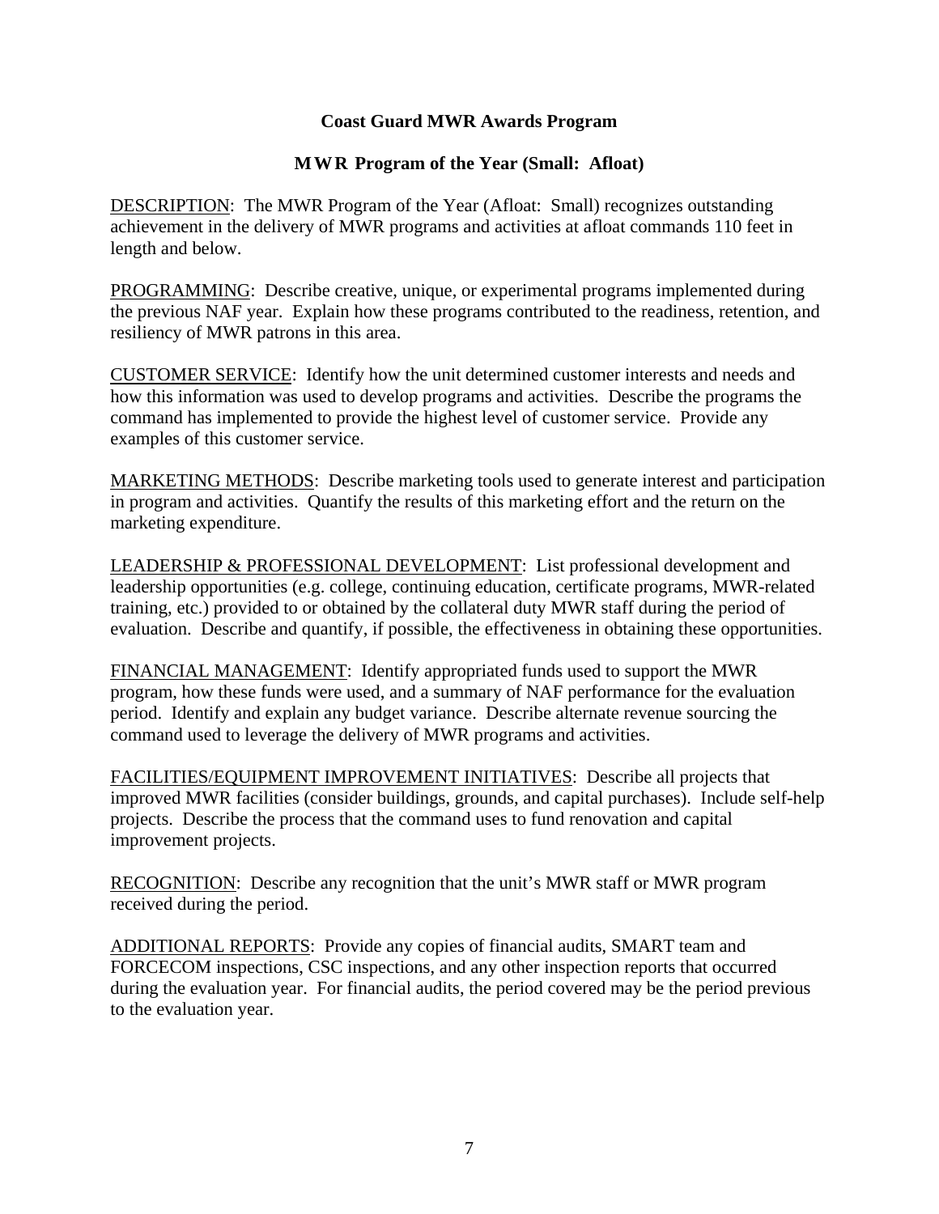## Coast Guard MWR Awards Program

### MWR Program of the Year (Small: Afloat)

DESCRIPTION: The MWR Program of the Year (Afloat: Small) recognizes outstanding achievement in the delivery of MWR programs and activities at afloat commands 110 feet in length and below.

PROGRAMMING: Describe creative, unique, or experimental programs implemented during the previous NAF year. Explain how these programs contributed to the readiness, retention, and resiliency of MWR patrons in this area.

CUSTOMER SERVICE: Identify how the unit determined customer interests and needs and how this information was used to develop programs and activities. Describe the programs the command has implemented to provide the highest level of customer service. Provide any examples of this customer service.

MARKETING METHODS: Describe marketing tools used to generate interest and participation in program and activities. Quantify the results of this marketing effort and the return on the marketing expenditure.

LEADERSHIP & PROFESSIONAL DEVELOPMENT: List professional development and leadership opportunities (e.g. college, continuing education, certificate programs, MWR-related training, etc.) provided to or obtained by the collateral duty MWR staff during the period of evaluation. Describe and quantify, if possible, the effectiveness in obtaining these opportunities.

FINANCIAL MANAGEMENT: Identify appropriated funds used to support the MWR program, how these funds were used, and a summary of NAF performance for the evaluation period. Identify and explain any budget variance. Describe alternate revenue sourcing the command used to leverage the delivery of MWR programs and activities.

FACILITIES/EQUIPMENT IMPROVEMENT INITIATIVES: Describe all projects that improved MWR facilities (consider buildings, grounds, and capital purchases). Include self-help projects. Describe the process that the command uses to fund renovation and capital improvement projects.

RECOGNITION: Describe any recognition that the unit's MWR staff or MWR program received during the period.

ADDITIONAL REPORTS: Provide any copies of financial audits, SMART team and FORCECOM inspections, CSC inspections, and any other inspection reports that occurred during the evaluation year. For financial audits, the period covered may be the period previous to the evaluation year.